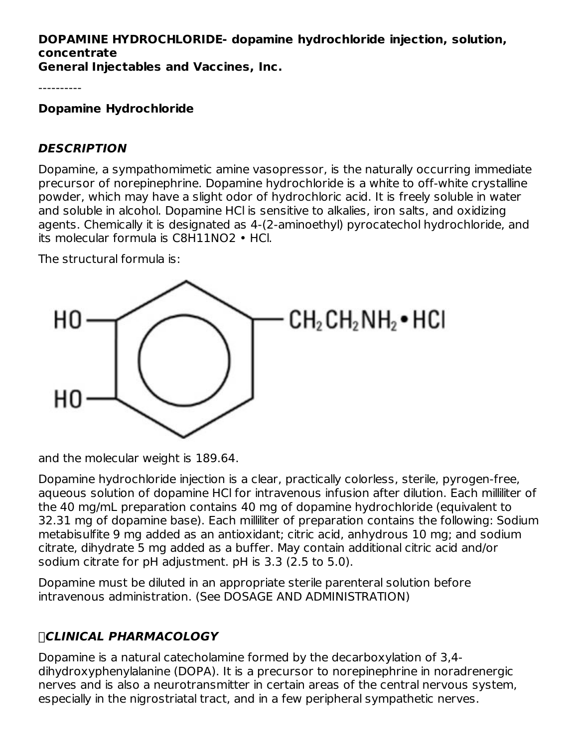**DOPAMINE HYDROCHLORIDE- dopamine hydrochloride injection, solution, concentrate**
**General Injectables and Vaccines, Inc.**

----------

**Dopamine Hydrochloride**

## *DESCRIPTION*

Dopamine, a sympathomimetic amine vasopressor, is the naturally occurring immediate precursor of norepinephrine. Dopamine hydrochloride is a white to off-white crystalline powder, which may have a slight odor of hydrochloric acid. It is freely soluble in water and soluble in alcohol. Dopamine HCl is sensitive to alkalies, iron salts, and oxidizing agents. Chemically it is designated as 4-(2-aminoethyl) pyrocatechol hydrochloride, and its molecular formula is $C_8H_{11}NO_2 \cdot HCl$.

The structural formula is:

HO, HO — benzene ring — $CH_2CH_2NH_2 \cdot HCl$

and the molecular weight is 189.64.

Dopamine hydrochloride injection is a clear, practically colorless, sterile, pyrogen-free, aqueous solution of dopamine HCl for intravenous infusion after dilution. Each milliliter of the 40 mg/mL preparation contains 40 mg of dopamine hydrochloride (equivalent to 32.31 mg of dopamine base). Each milliliter of preparation contains the following: Sodium metabisulfite 9 mg added as an antioxidant; citric acid, anhydrous 10 mg; and sodium citrate, dihydrate 5 mg added as a buffer. May contain additional citric acid and/or sodium citrate for pH adjustment. pH is 3.3 (2.5 to 5.0).

Dopamine must be diluted in an appropriate sterile parenteral solution before intravenous administration. (See DOSAGE AND ADMINISTRATION)

## *CLINICAL PHARMACOLOGY*

Dopamine is a natural catecholamine formed by the decarboxylation of 3,4-dihydroxyphenylalanine (DOPA). It is a precursor to norepinephrine in noradrenergic nerves and is also a neurotransmitter in certain areas of the central nervous system, especially in the nigrostriatal tract, and in a few peripheral sympathetic nerves.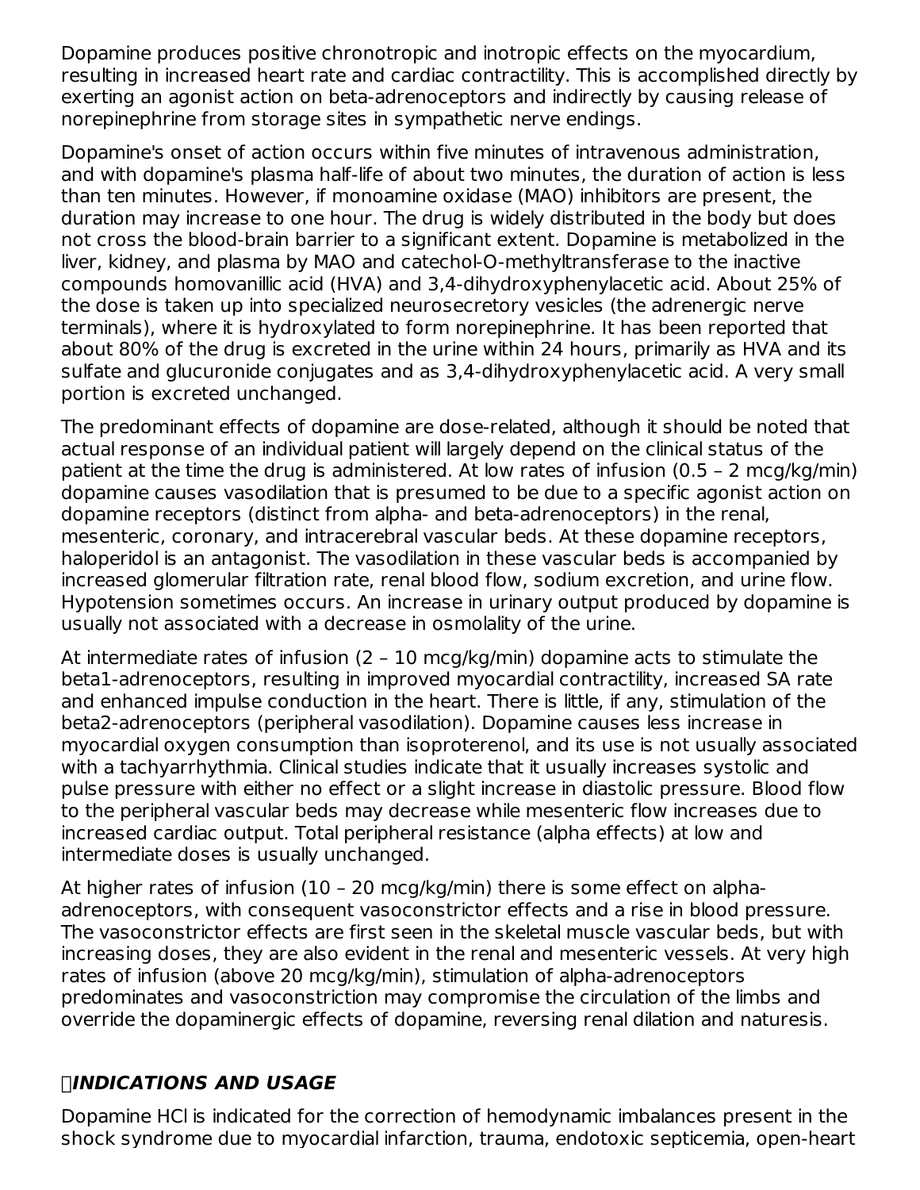Dopamine produces positive chronotropic and inotropic effects on the myocardium, resulting in increased heart rate and cardiac contractility. This is accomplished directly by exerting an agonist action on beta-adrenoceptors and indirectly by causing release of norepinephrine from storage sites in sympathetic nerve endings.

Dopamine's onset of action occurs within five minutes of intravenous administration, and with dopamine's plasma half-life of about two minutes, the duration of action is less than ten minutes. However, if monoamine oxidase (MAO) inhibitors are present, the duration may increase to one hour. The drug is widely distributed in the body but does not cross the blood-brain barrier to a significant extent. Dopamine is metabolized in the liver, kidney, and plasma by MAO and catechol-O-methyltransferase to the inactive compounds homovanillic acid (HVA) and 3,4-dihydroxyphenylacetic acid. About 25% of the dose is taken up into specialized neurosecretory vesicles (the adrenergic nerve terminals), where it is hydroxylated to form norepinephrine. It has been reported that about 80% of the drug is excreted in the urine within 24 hours, primarily as HVA and its sulfate and glucuronide conjugates and as 3,4-dihydroxyphenylacetic acid. A very small portion is excreted unchanged.

The predominant effects of dopamine are dose-related, although it should be noted that actual response of an individual patient will largely depend on the clinical status of the patient at the time the drug is administered. At low rates of infusion (0.5 – 2 mcg/kg/min) dopamine causes vasodilation that is presumed to be due to a specific agonist action on dopamine receptors (distinct from alpha- and beta-adrenoceptors) in the renal, mesenteric, coronary, and intracerebral vascular beds. At these dopamine receptors, haloperidol is an antagonist. The vasodilation in these vascular beds is accompanied by increased glomerular filtration rate, renal blood flow, sodium excretion, and urine flow. Hypotension sometimes occurs. An increase in urinary output produced by dopamine is usually not associated with a decrease in osmolality of the urine.

At intermediate rates of infusion (2 – 10 mcg/kg/min) dopamine acts to stimulate the beta1-adrenoceptors, resulting in improved myocardial contractility, increased SA rate and enhanced impulse conduction in the heart. There is little, if any, stimulation of the beta2-adrenoceptors (peripheral vasodilation). Dopamine causes less increase in myocardial oxygen consumption than isoproterenol, and its use is not usually associated with a tachyarrhythmia. Clinical studies indicate that it usually increases systolic and pulse pressure with either no effect or a slight increase in diastolic pressure. Blood flow to the peripheral vascular beds may decrease while mesenteric flow increases due to increased cardiac output. Total peripheral resistance (alpha effects) at low and intermediate doses is usually unchanged.

At higher rates of infusion (10 – 20 mcg/kg/min) there is some effect on alpha-adrenoceptors, with consequent vasoconstrictor effects and a rise in blood pressure. The vasoconstrictor effects are first seen in the skeletal muscle vascular beds, but with increasing doses, they are also evident in the renal and mesenteric vessels. At very high rates of infusion (above 20 mcg/kg/min), stimulation of alpha-adrenoceptors predominates and vasoconstriction may compromise the circulation of the limbs and override the dopaminergic effects of dopamine, reversing renal dilation and naturesis.

## *INDICATIONS AND USAGE*

Dopamine HCl is indicated for the correction of hemodynamic imbalances present in the shock syndrome due to myocardial infarction, trauma, endotoxic septicemia, open-heart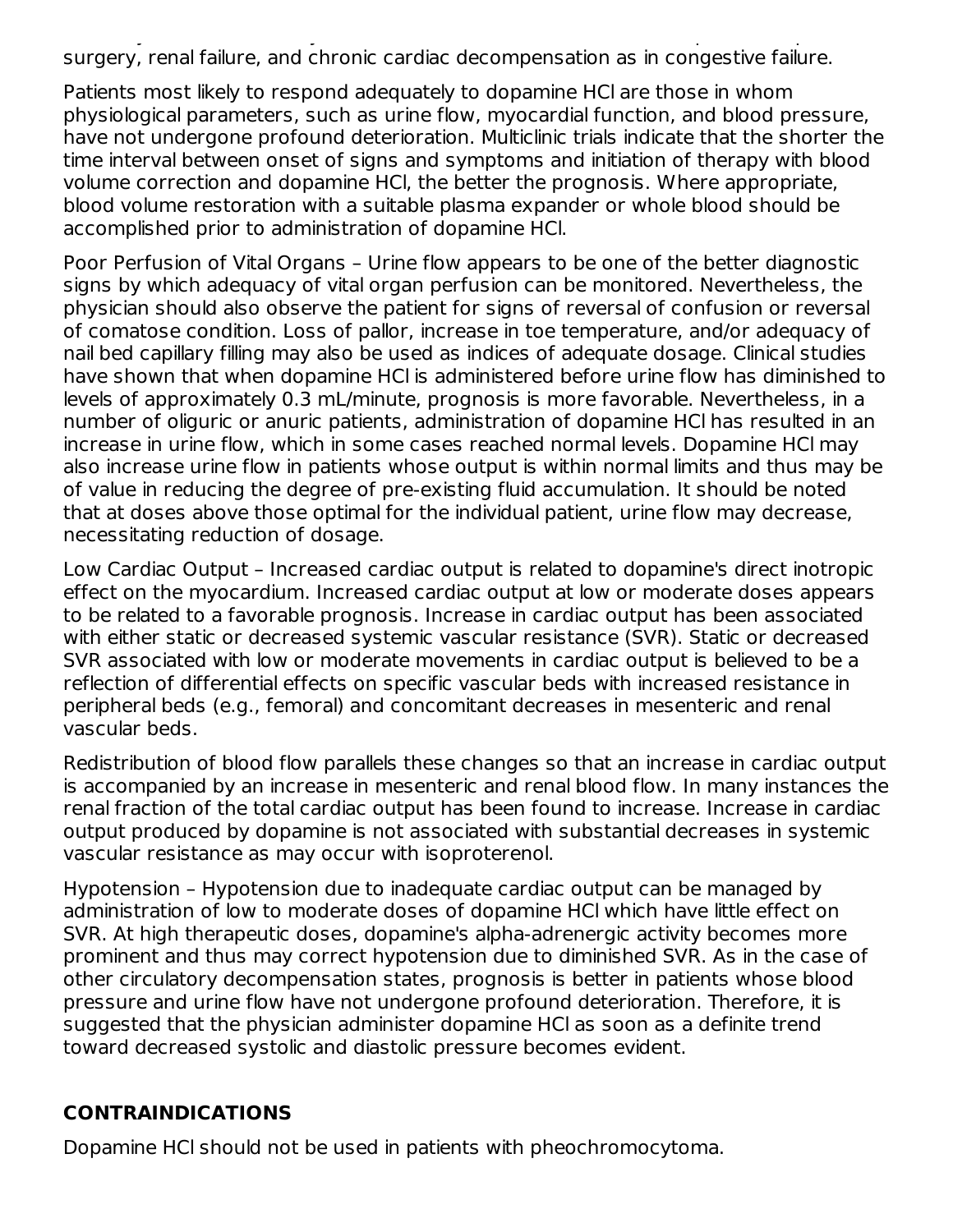surgery, renal failure, and chronic cardiac decompensation as in congestive failure.

Patients most likely to respond adequately to dopamine HCl are those in whom physiological parameters, such as urine flow, myocardial function, and blood pressure, have not undergone profound deterioration. Multiclinic trials indicate that the shorter the time interval between onset of signs and symptoms and initiation of therapy with blood volume correction and dopamine HCl, the better the prognosis. Where appropriate, blood volume restoration with a suitable plasma expander or whole blood should be accomplished prior to administration of dopamine HCl.

Poor Perfusion of Vital Organs – Urine flow appears to be one of the better diagnostic signs by which adequacy of vital organ perfusion can be monitored. Nevertheless, the physician should also observe the patient for signs of reversal of confusion or reversal of comatose condition. Loss of pallor, increase in toe temperature, and/or adequacy of nail bed capillary filling may also be used as indices of adequate dosage. Clinical studies have shown that when dopamine HCl is administered before urine flow has diminished to levels of approximately 0.3 mL/minute, prognosis is more favorable. Nevertheless, in a number of oliguric or anuric patients, administration of dopamine HCl has resulted in an increase in urine flow, which in some cases reached normal levels. Dopamine HCl may also increase urine flow in patients whose output is within normal limits and thus may be of value in reducing the degree of pre-existing fluid accumulation. It should be noted that at doses above those optimal for the individual patient, urine flow may decrease, necessitating reduction of dosage.

Low Cardiac Output – Increased cardiac output is related to dopamine's direct inotropic effect on the myocardium. Increased cardiac output at low or moderate doses appears to be related to a favorable prognosis. Increase in cardiac output has been associated with either static or decreased systemic vascular resistance (SVR). Static or decreased SVR associated with low or moderate movements in cardiac output is believed to be a reflection of differential effects on specific vascular beds with increased resistance in peripheral beds (e.g., femoral) and concomitant decreases in mesenteric and renal vascular beds.

Redistribution of blood flow parallels these changes so that an increase in cardiac output is accompanied by an increase in mesenteric and renal blood flow. In many instances the renal fraction of the total cardiac output has been found to increase. Increase in cardiac output produced by dopamine is not associated with substantial decreases in systemic vascular resistance as may occur with isoproterenol.

Hypotension – Hypotension due to inadequate cardiac output can be managed by administration of low to moderate doses of dopamine HCl which have little effect on SVR. At high therapeutic doses, dopamine's alpha-adrenergic activity becomes more prominent and thus may correct hypotension due to diminished SVR. As in the case of other circulatory decompensation states, prognosis is better in patients whose blood pressure and urine flow have not undergone profound deterioration. Therefore, it is suggested that the physician administer dopamine HCl as soon as a definite trend toward decreased systolic and diastolic pressure becomes evident.

## CONTRAINDICATIONS

Dopamine HCl should not be used in patients with pheochromocytoma.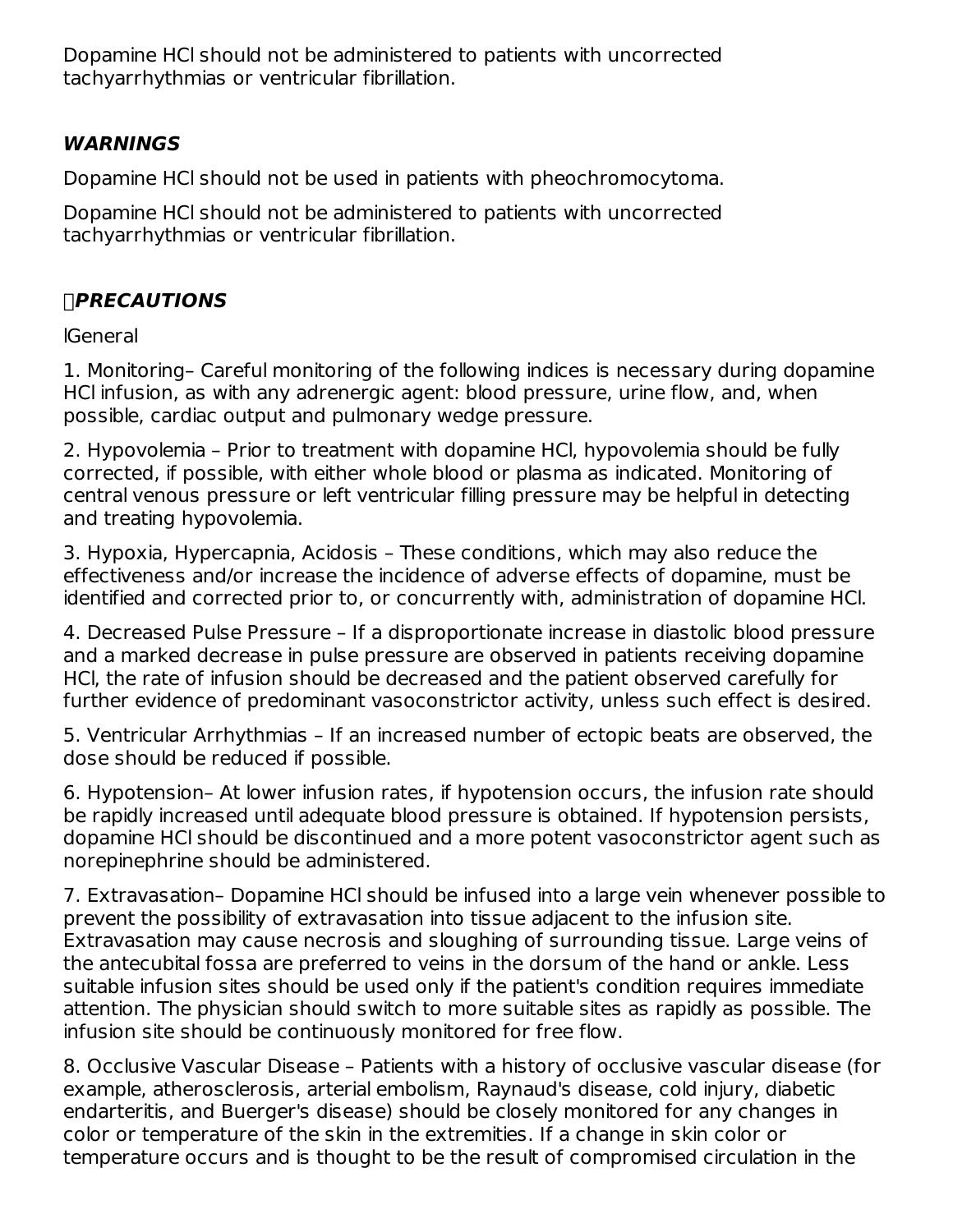Dopamine HCl should not be administered to patients with uncorrected tachyarrhythmias or ventricular fibrillation.

## WARNINGS

Dopamine HCl should not be used in patients with pheochromocytoma.

Dopamine HCl should not be administered to patients with uncorrected tachyarrhythmias or ventricular fibrillation.

## PRECAUTIONS

General

1. Monitoring– Careful monitoring of the following indices is necessary during dopamine HCl infusion, as with any adrenergic agent: blood pressure, urine flow, and, when possible, cardiac output and pulmonary wedge pressure.

2. Hypovolemia – Prior to treatment with dopamine HCl, hypovolemia should be fully corrected, if possible, with either whole blood or plasma as indicated. Monitoring of central venous pressure or left ventricular filling pressure may be helpful in detecting and treating hypovolemia.

3. Hypoxia, Hypercapnia, Acidosis – These conditions, which may also reduce the effectiveness and/or increase the incidence of adverse effects of dopamine, must be identified and corrected prior to, or concurrently with, administration of dopamine HCl.

4. Decreased Pulse Pressure – If a disproportionate increase in diastolic blood pressure and a marked decrease in pulse pressure are observed in patients receiving dopamine HCl, the rate of infusion should be decreased and the patient observed carefully for further evidence of predominant vasoconstrictor activity, unless such effect is desired.

5. Ventricular Arrhythmias – If an increased number of ectopic beats are observed, the dose should be reduced if possible.

6. Hypotension– At lower infusion rates, if hypotension occurs, the infusion rate should be rapidly increased until adequate blood pressure is obtained. If hypotension persists, dopamine HCl should be discontinued and a more potent vasoconstrictor agent such as norepinephrine should be administered.

7. Extravasation– Dopamine HCl should be infused into a large vein whenever possible to prevent the possibility of extravasation into tissue adjacent to the infusion site. Extravasation may cause necrosis and sloughing of surrounding tissue. Large veins of the antecubital fossa are preferred to veins in the dorsum of the hand or ankle. Less suitable infusion sites should be used only if the patient's condition requires immediate attention. The physician should switch to more suitable sites as rapidly as possible. The infusion site should be continuously monitored for free flow.

8. Occlusive Vascular Disease – Patients with a history of occlusive vascular disease (for example, atherosclerosis, arterial embolism, Raynaud's disease, cold injury, diabetic endarteritis, and Buerger's disease) should be closely monitored for any changes in color or temperature of the skin in the extremities. If a change in skin color or temperature occurs and is thought to be the result of compromised circulation in the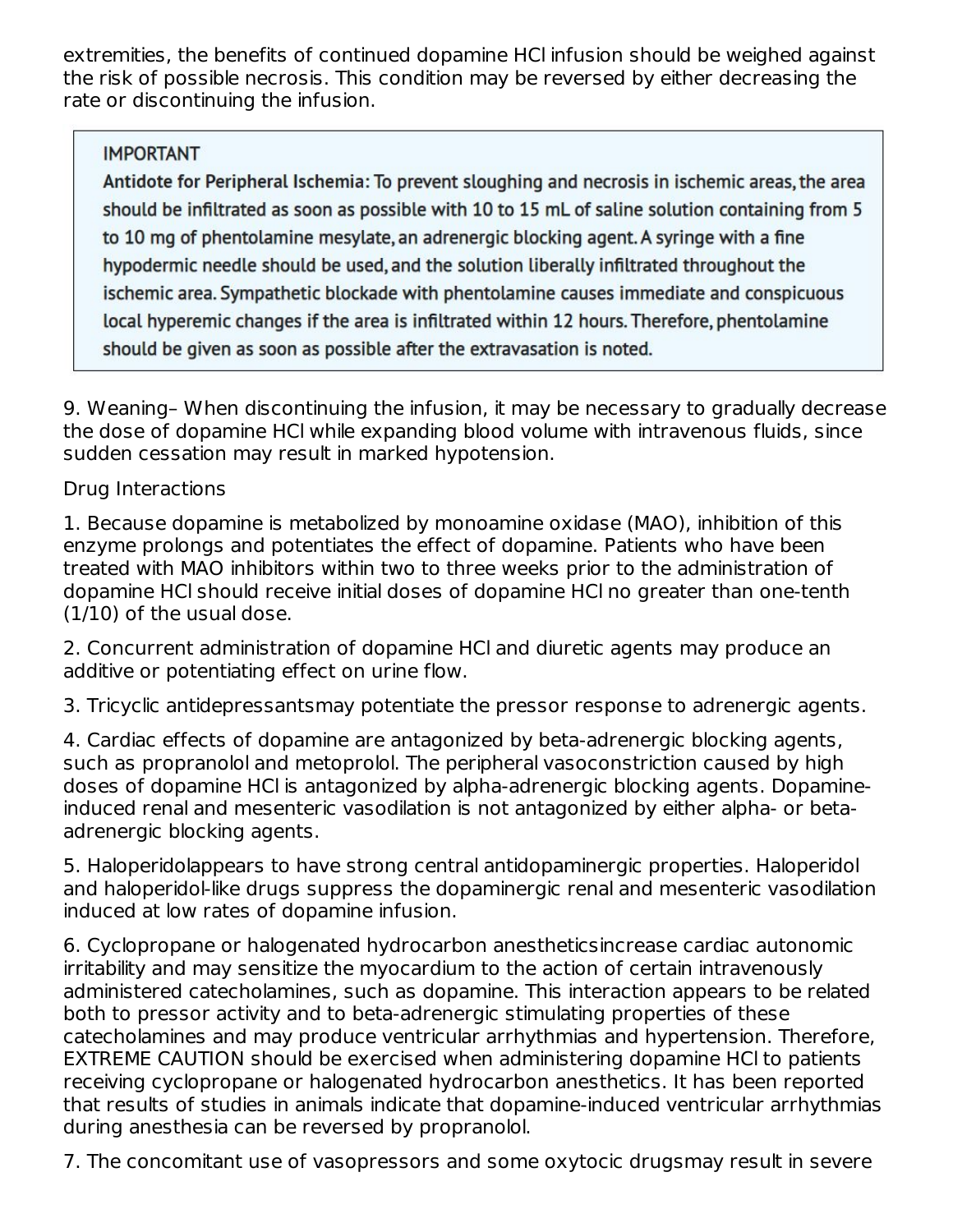extremities, the benefits of continued dopamine HCl infusion should be weighed against the risk of possible necrosis. This condition may be reversed by either decreasing the rate or discontinuing the infusion.

> **IMPORTANT**
>
> **Antidote for Peripheral Ischemia:** To prevent sloughing and necrosis in ischemic areas, the area should be infiltrated as soon as possible with 10 to 15 mL of saline solution containing from 5 to 10 mg of phentolamine mesylate, an adrenergic blocking agent. A syringe with a fine hypodermic needle should be used, and the solution liberally infiltrated throughout the ischemic area. Sympathetic blockade with phentolamine causes immediate and conspicuous local hyperemic changes if the area is infiltrated within 12 hours. Therefore, phentolamine should be given as soon as possible after the extravasation is noted.

9. Weaning– When discontinuing the infusion, it may be necessary to gradually decrease the dose of dopamine HCl while expanding blood volume with intravenous fluids, since sudden cessation may result in marked hypotension.

Drug Interactions

1. Because dopamine is metabolized by monoamine oxidase (MAO), inhibition of this enzyme prolongs and potentiates the effect of dopamine. Patients who have been treated with MAO inhibitors within two to three weeks prior to the administration of dopamine HCl should receive initial doses of dopamine HCl no greater than one-tenth (1/10) of the usual dose.

2. Concurrent administration of dopamine HCl and diuretic agents may produce an additive or potentiating effect on urine flow.

3. Tricyclic antidepressantsmay potentiate the pressor response to adrenergic agents.

4. Cardiac effects of dopamine are antagonized by beta-adrenergic blocking agents, such as propranolol and metoprolol. The peripheral vasoconstriction caused by high doses of dopamine HCl is antagonized by alpha-adrenergic blocking agents. Dopamine-induced renal and mesenteric vasodilation is not antagonized by either alpha- or beta-adrenergic blocking agents.

5. Haloperidolappears to have strong central antidopaminergic properties. Haloperidol and haloperidol-like drugs suppress the dopaminergic renal and mesenteric vasodilation induced at low rates of dopamine infusion.

6. Cyclopropane or halogenated hydrocarbon anestheticsincrease cardiac autonomic irritability and may sensitize the myocardium to the action of certain intravenously administered catecholamines, such as dopamine. This interaction appears to be related both to pressor activity and to beta-adrenergic stimulating properties of these catecholamines and may produce ventricular arrhythmias and hypertension. Therefore, EXTREME CAUTION should be exercised when administering dopamine HCl to patients receiving cyclopropane or halogenated hydrocarbon anesthetics. It has been reported that results of studies in animals indicate that dopamine-induced ventricular arrhythmias during anesthesia can be reversed by propranolol.

7. The concomitant use of vasopressors and some oxytocic drugsmay result in severe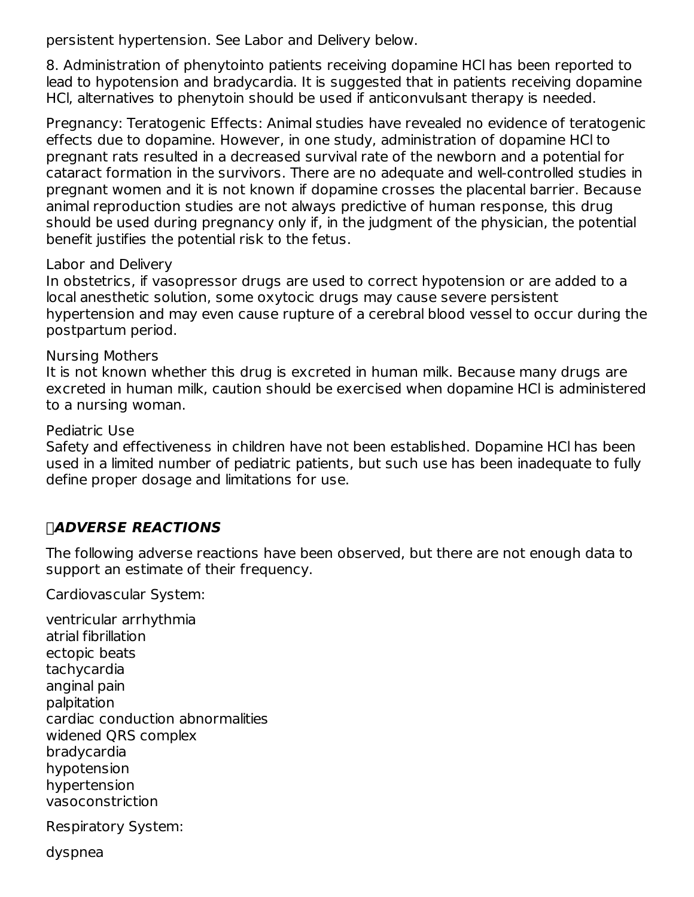persistent hypertension. See Labor and Delivery below.

8. Administration of phenytointo patients receiving dopamine HCl has been reported to lead to hypotension and bradycardia. It is suggested that in patients receiving dopamine HCl, alternatives to phenytoin should be used if anticonvulsant therapy is needed.

Pregnancy: Teratogenic Effects: Animal studies have revealed no evidence of teratogenic effects due to dopamine. However, in one study, administration of dopamine HCl to pregnant rats resulted in a decreased survival rate of the newborn and a potential for cataract formation in the survivors. There are no adequate and well-controlled studies in pregnant women and it is not known if dopamine crosses the placental barrier. Because animal reproduction studies are not always predictive of human response, this drug should be used during pregnancy only if, in the judgment of the physician, the potential benefit justifies the potential risk to the fetus.

Labor and Delivery
In obstetrics, if vasopressor drugs are used to correct hypotension or are added to a local anesthetic solution, some oxytocic drugs may cause severe persistent hypertension and may even cause rupture of a cerebral blood vessel to occur during the postpartum period.

Nursing Mothers
It is not known whether this drug is excreted in human milk. Because many drugs are excreted in human milk, caution should be exercised when dopamine HCl is administered to a nursing woman.

Pediatric Use
Safety and effectiveness in children have not been established. Dopamine HCl has been used in a limited number of pediatric patients, but such use has been inadequate to fully define proper dosage and limitations for use.

## ***ADVERSE REACTIONS***

The following adverse reactions have been observed, but there are not enough data to support an estimate of their frequency.

Cardiovascular System:

ventricular arrhythmia
atrial fibrillation
ectopic beats
tachycardia
anginal pain
palpitation
cardiac conduction abnormalities
widened QRS complex
bradycardia
hypotension
hypertension
vasoconstriction

Respiratory System:

dyspnea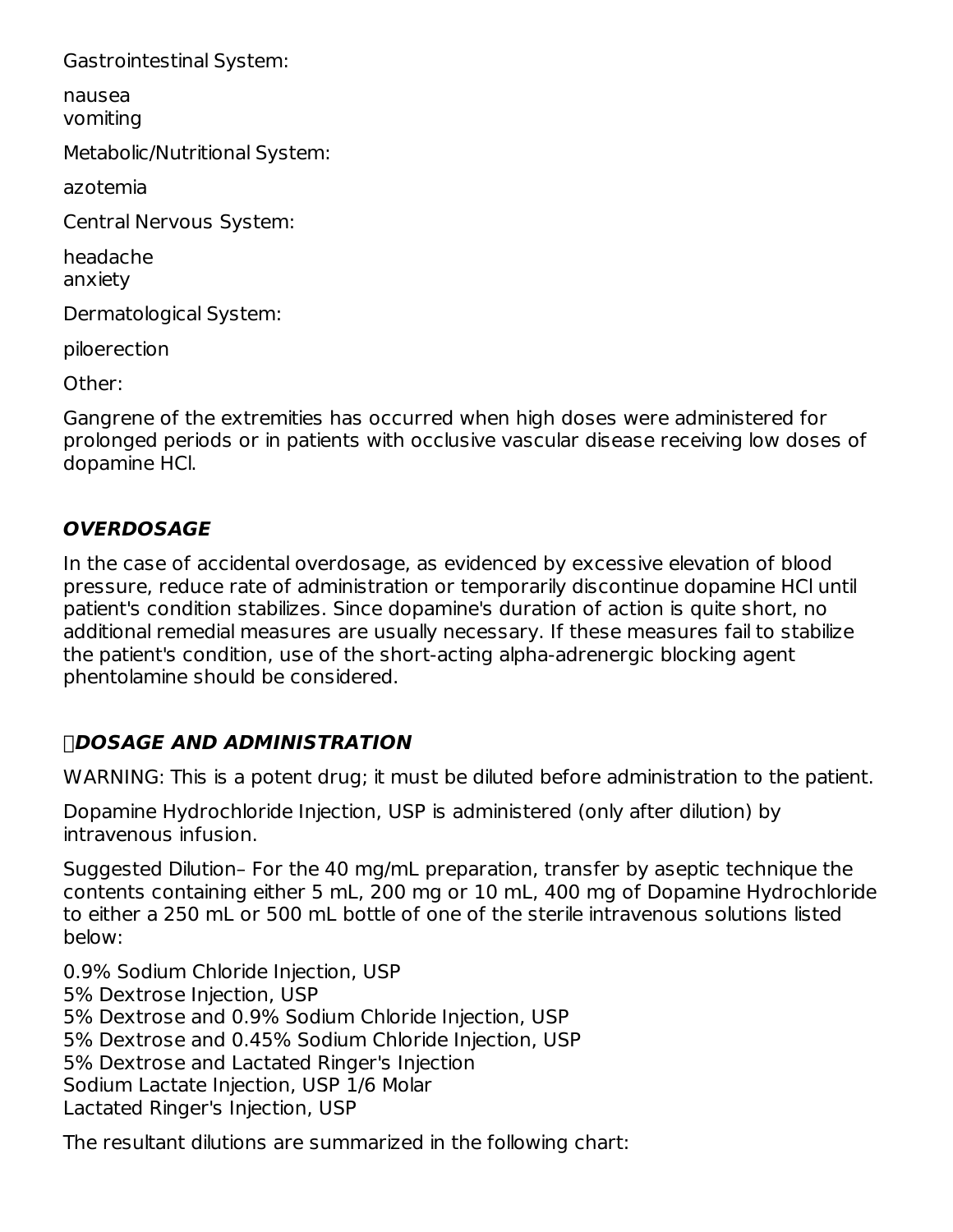Gastrointestinal System:

nausea
vomiting

Metabolic/Nutritional System:

azotemia

Central Nervous System:

headache
anxiety

Dermatological System:

piloerection

Other:

Gangrene of the extremities has occurred when high doses were administered for prolonged periods or in patients with occlusive vascular disease receiving low doses of dopamine HCl.

## OVERDOSAGE

In the case of accidental overdosage, as evidenced by excessive elevation of blood pressure, reduce rate of administration or temporarily discontinue dopamine HCl until patient's condition stabilizes. Since dopamine's duration of action is quite short, no additional remedial measures are usually necessary. If these measures fail to stabilize the patient's condition, use of the short-acting alpha-adrenergic blocking agent phentolamine should be considered.

## DOSAGE AND ADMINISTRATION

WARNING: This is a potent drug; it must be diluted before administration to the patient.

Dopamine Hydrochloride Injection, USP is administered (only after dilution) by intravenous infusion.

Suggested Dilution– For the 40 mg/mL preparation, transfer by aseptic technique the contents containing either 5 mL, 200 mg or 10 mL, 400 mg of Dopamine Hydrochloride to either a 250 mL or 500 mL bottle of one of the sterile intravenous solutions listed below:

0.9% Sodium Chloride Injection, USP
5% Dextrose Injection, USP
5% Dextrose and 0.9% Sodium Chloride Injection, USP
5% Dextrose and 0.45% Sodium Chloride Injection, USP
5% Dextrose and Lactated Ringer's Injection
Sodium Lactate Injection, USP 1/6 Molar
Lactated Ringer's Injection, USP

The resultant dilutions are summarized in the following chart: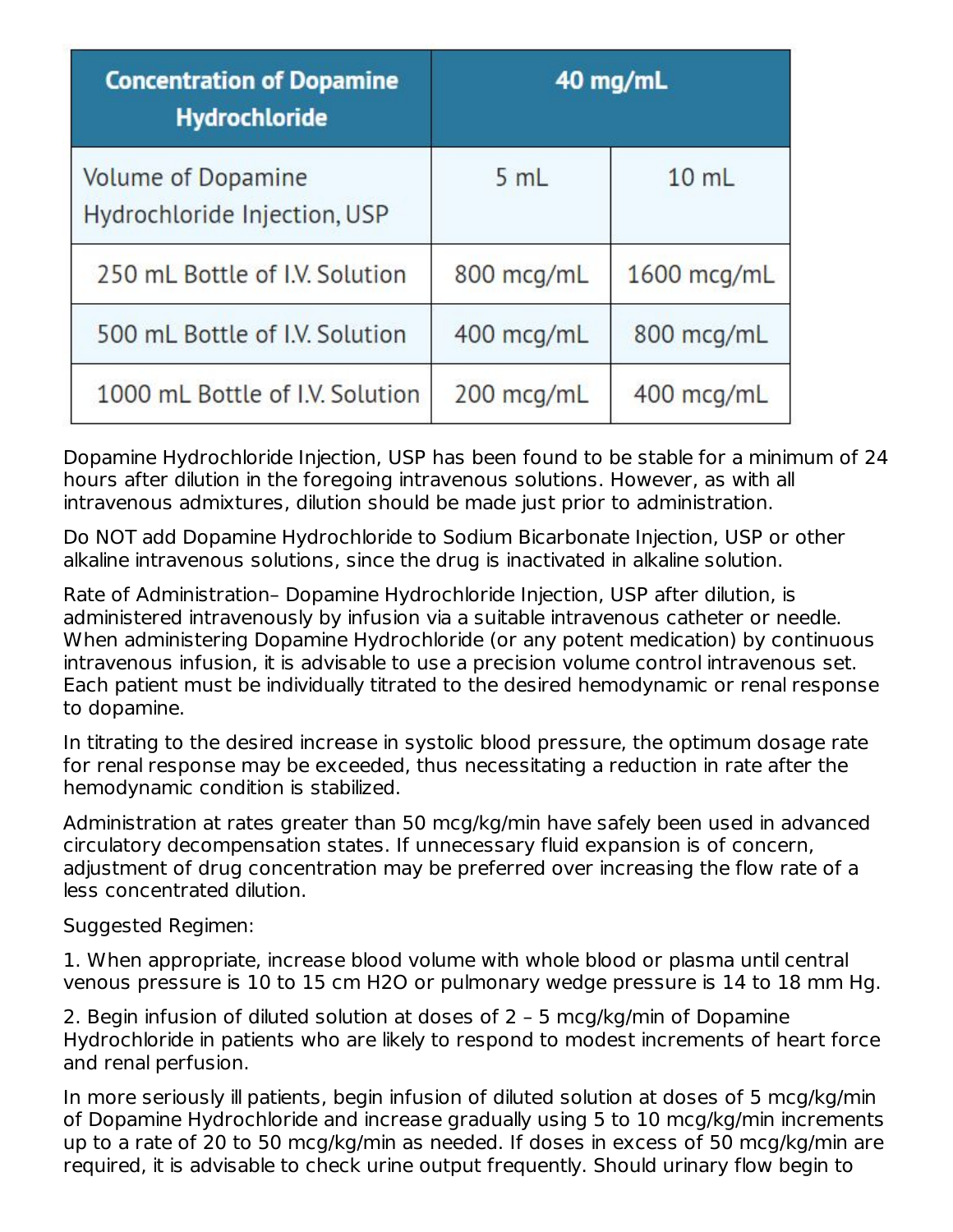| Concentration of Dopamine Hydrochloride | 40 mg/mL | |
|---|---|---|
| Volume of Dopamine Hydrochloride Injection, USP | 5 mL | 10 mL |
| 250 mL Bottle of I.V. Solution | 800 mcg/mL | 1600 mcg/mL |
| 500 mL Bottle of I.V. Solution | 400 mcg/mL | 800 mcg/mL |
| 1000 mL Bottle of I.V. Solution | 200 mcg/mL | 400 mcg/mL |

Dopamine Hydrochloride Injection, USP has been found to be stable for a minimum of 24 hours after dilution in the foregoing intravenous solutions. However, as with all intravenous admixtures, dilution should be made just prior to administration.

Do NOT add Dopamine Hydrochloride to Sodium Bicarbonate Injection, USP or other alkaline intravenous solutions, since the drug is inactivated in alkaline solution.

Rate of Administration– Dopamine Hydrochloride Injection, USP after dilution, is administered intravenously by infusion via a suitable intravenous catheter or needle. When administering Dopamine Hydrochloride (or any potent medication) by continuous intravenous infusion, it is advisable to use a precision volume control intravenous set. Each patient must be individually titrated to the desired hemodynamic or renal response to dopamine.

In titrating to the desired increase in systolic blood pressure, the optimum dosage rate for renal response may be exceeded, thus necessitating a reduction in rate after the hemodynamic condition is stabilized.

Administration at rates greater than 50 mcg/kg/min have safely been used in advanced circulatory decompensation states. If unnecessary fluid expansion is of concern, adjustment of drug concentration may be preferred over increasing the flow rate of a less concentrated dilution.

Suggested Regimen:

1. When appropriate, increase blood volume with whole blood or plasma until central venous pressure is 10 to 15 cm $H_2O$ or pulmonary wedge pressure is 14 to 18 mm Hg.

2. Begin infusion of diluted solution at doses of 2 – 5 mcg/kg/min of Dopamine Hydrochloride in patients who are likely to respond to modest increments of heart force and renal perfusion.

In more seriously ill patients, begin infusion of diluted solution at doses of 5 mcg/kg/min of Dopamine Hydrochloride and increase gradually using 5 to 10 mcg/kg/min increments up to a rate of 20 to 50 mcg/kg/min as needed. If doses in excess of 50 mcg/kg/min are required, it is advisable to check urine output frequently. Should urinary flow begin to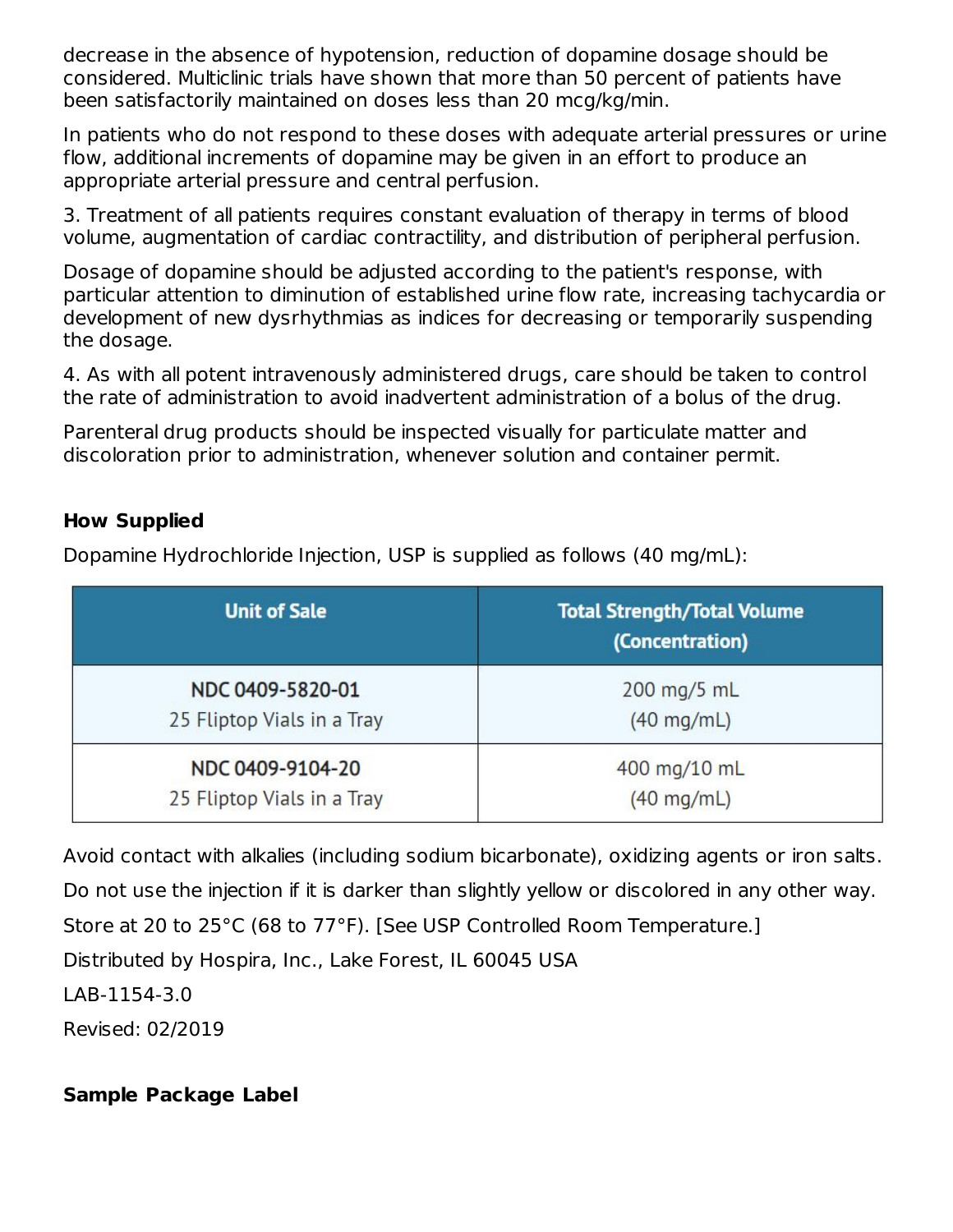decrease in the absence of hypotension, reduction of dopamine dosage should be considered. Multiclinic trials have shown that more than 50 percent of patients have been satisfactorily maintained on doses less than 20 mcg/kg/min.

In patients who do not respond to these doses with adequate arterial pressures or urine flow, additional increments of dopamine may be given in an effort to produce an appropriate arterial pressure and central perfusion.

3. Treatment of all patients requires constant evaluation of therapy in terms of blood volume, augmentation of cardiac contractility, and distribution of peripheral perfusion.

Dosage of dopamine should be adjusted according to the patient's response, with particular attention to diminution of established urine flow rate, increasing tachycardia or development of new dysrhythmias as indices for decreasing or temporarily suspending the dosage.

4. As with all potent intravenously administered drugs, care should be taken to control the rate of administration to avoid inadvertent administration of a bolus of the drug.

Parenteral drug products should be inspected visually for particulate matter and discoloration prior to administration, whenever solution and container permit.

## How Supplied

Dopamine Hydrochloride Injection, USP is supplied as follows (40 mg/mL):

| Unit of Sale | Total Strength/Total Volume (Concentration) |
|---|---|
| NDC 0409-5820-01<br>25 Fliptop Vials in a Tray | 200 mg/5 mL<br>(40 mg/mL) |
| NDC 0409-9104-20<br>25 Fliptop Vials in a Tray | 400 mg/10 mL<br>(40 mg/mL) |

Avoid contact with alkalies (including sodium bicarbonate), oxidizing agents or iron salts.

Do not use the injection if it is darker than slightly yellow or discolored in any other way.

Store at 20 to 25°C (68 to 77°F). [See USP Controlled Room Temperature.]

Distributed by Hospira, Inc., Lake Forest, IL 60045 USA

LAB-1154-3.0

Revised: 02/2019

## Sample Package Label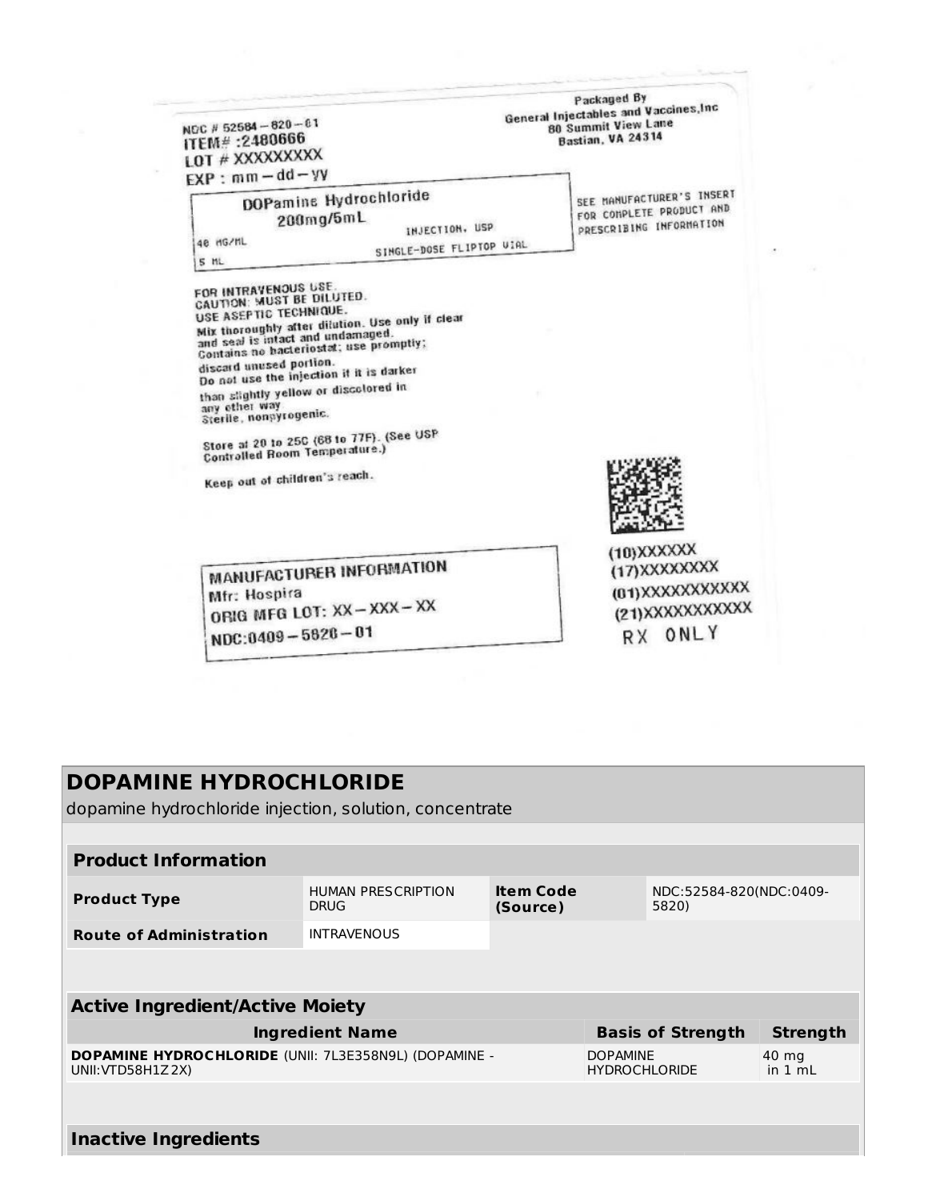Packaged By
General Injectables and Vaccines,Inc
80 Summit View Lane
Bastian, VA 24314

NDC # 52584 – 820 – 01
ITEM# :2480666
LOT # XXXXXXXXX
EXP : mm – dd – yy

DOPamine Hydrochloride
200mg/5mL
INJECTION, USP
40 MG/ML
5 ML
SINGLE-DOSE FLIPTOP VIAL

SEE MANUFACTURER'S INSERT FOR COMPLETE PRODUCT AND PRESCRIBING INFORMATION

FOR INTRAVENOUS USE.
CAUTION: MUST BE DILUTED.
USE ASEPTIC TECHNIQUE.
Mix thoroughly after dilution. Use only if clear and seal is intact and undamaged.
Contains no bacteriostat; use promptly; discard unused portion.
Do not use the injection if it is darker than slightly yellow or discolored in any other way
Sterile, nonpyrogenic.

Store at 20 to 25C (68 to 77F). (See USP Controlled Room Temperature.)

Keep out of children's reach.

MANUFACTURER INFORMATION
Mfr: Hospira
ORIG MFG LOT: XX – XXX – XX
NDC:0409 – 5820 – 01

(10)XXXXXX
(17)XXXXXXXX
(01)XXXXXXXXXXX
(21)XXXXXXXXXXX
RX ONLY

## DOPAMINE HYDROCHLORIDE

dopamine hydrochloride injection, solution, concentrate

| Product Information | | | |
|---|---|---|---|
| **Product Type** | HUMAN PRESCRIPTION DRUG | **Item Code (Source)** | NDC:52584-820(NDC:0409-5820) |
| **Route of Administration** | INTRAVENOUS | | |

| Active Ingredient/Active Moiety | | |
|---|---|---|
| **Ingredient Name** | **Basis of Strength** | **Strength** |
| **DOPAMINE HYDROCHLORIDE** (UNII: 7L3E358N9L) (DOPAMINE - UNII:VTD58H1Z2X) | DOPAMINE HYDROCHLORIDE | 40 mg in 1 mL |

| Inactive Ingredients |
|---|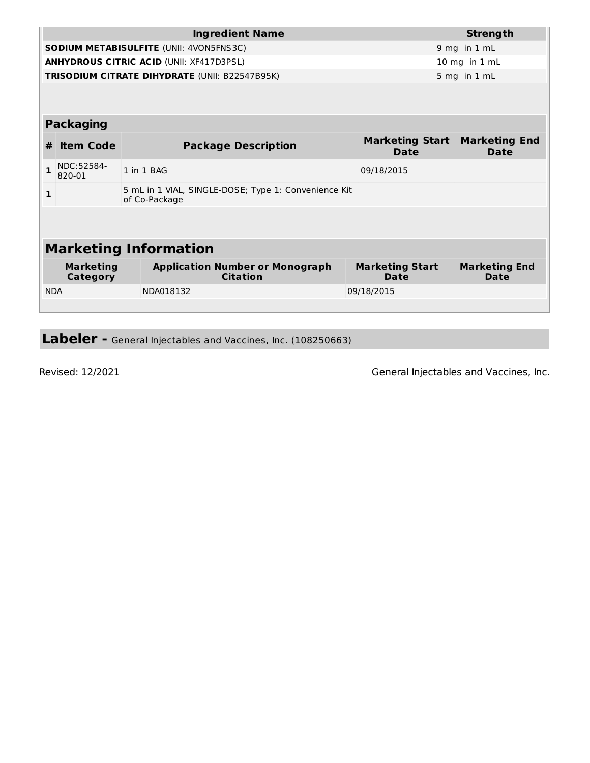| Ingredient Name | Strength |
|---|---|
| **SODIUM METABISULFITE** (UNII: 4VON5FNS3C) | 9 mg in 1 mL |
| **ANHYDROUS CITRIC ACID** (UNII: XF417D3PSL) | 10 mg in 1 mL |
| **TRISODIUM CITRATE DIHYDRATE** (UNII: B22547B95K) | 5 mg in 1 mL |

## Packaging

| # | Item Code | Package Description | Marketing Start Date | Marketing End Date |
|---|---|---|---|---|
| 1 | NDC:52584-820-01 | 1 in 1 BAG | 09/18/2015 | |
| 1 | | 5 mL in 1 VIAL, SINGLE-DOSE; Type 1: Convenience Kit of Co-Package | | |

## Marketing Information

| Marketing Category | Application Number or Monograph Citation | Marketing Start Date | Marketing End Date |
|---|---|---|---|
| NDA | NDA018132 | 09/18/2015 | |

## Labeler - General Injectables and Vaccines, Inc. (108250663)

Revised: 12/2021

General Injectables and Vaccines, Inc.